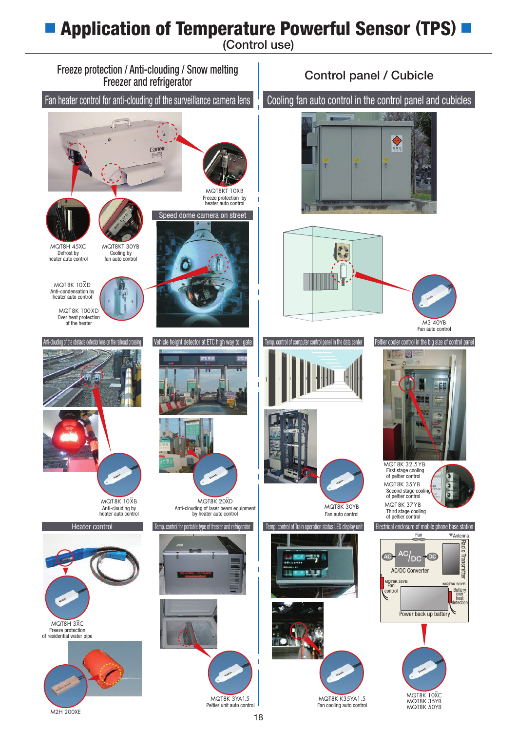# Application of Temperature Powerful Sensor (TPS)

(Control use)

## Freeze protection / Anti-clouding / Snow melting Freezer and refrigerator

### Fan heater control for anti-clouding of the surveillance camera lens

MQT8KT 10XB
Freeze protection by heater auto control

MQT8H 45XC
Defrost by heater auto control

MQT8KT 30YB
Cooling by fan auto control

### Speed dome camera on street

MQT8K 10X̄D
Anti-condensation by heater auto control

MQT8K 100X̄D
Over heat protection of the heater

### Anti-clouding of the obstacle detector lens on the railroad crossing

MQT8K 10X̄B
Anti-clouding by heater auto control

### Vehicle height detector at ETC high way toll gate

MQT8K 20X̄D
Anti-clouding of laser beam equipment by heater auto control

### Heater control

MQT8H 3X̄C
Freeze protection of residential water pipe

M2H 200XE

### Temp. control for portable type of freezer and refrigerator

MQT8K 3YA1.5
Peltier unit auto control

## Control panel / Cubicle

### Cooling fan auto control in the control panel and cubicles

M3 40YB
Fan auto control

### Temp. control of computer control panel in the data center

MQT8K 30YB
Fan auto control

### Peltier cooler control in the big size of control panel

MQT8K 32.5YB
First stage cooling of peltier control

MQT8K 35YB
Second stage cooling of peltier control

MQT8K 37YB
Third stage cooling of peltier control

### Temp. control of Train operation status LED display unit

MQT8K K35YA1.5
Fan cooling auto control

### Electrical enclosure of mobile phone base station

Fan, Antenna, Radio Transmitter, AC, AC/DC, DC, AC/DC Converter, MQT8K 35YB Fan control, MQT8K 50YB Battery over heat detection, Power back up battery

MQT8K 10X̄C
MQT8K 35YB
MQT8K 50YB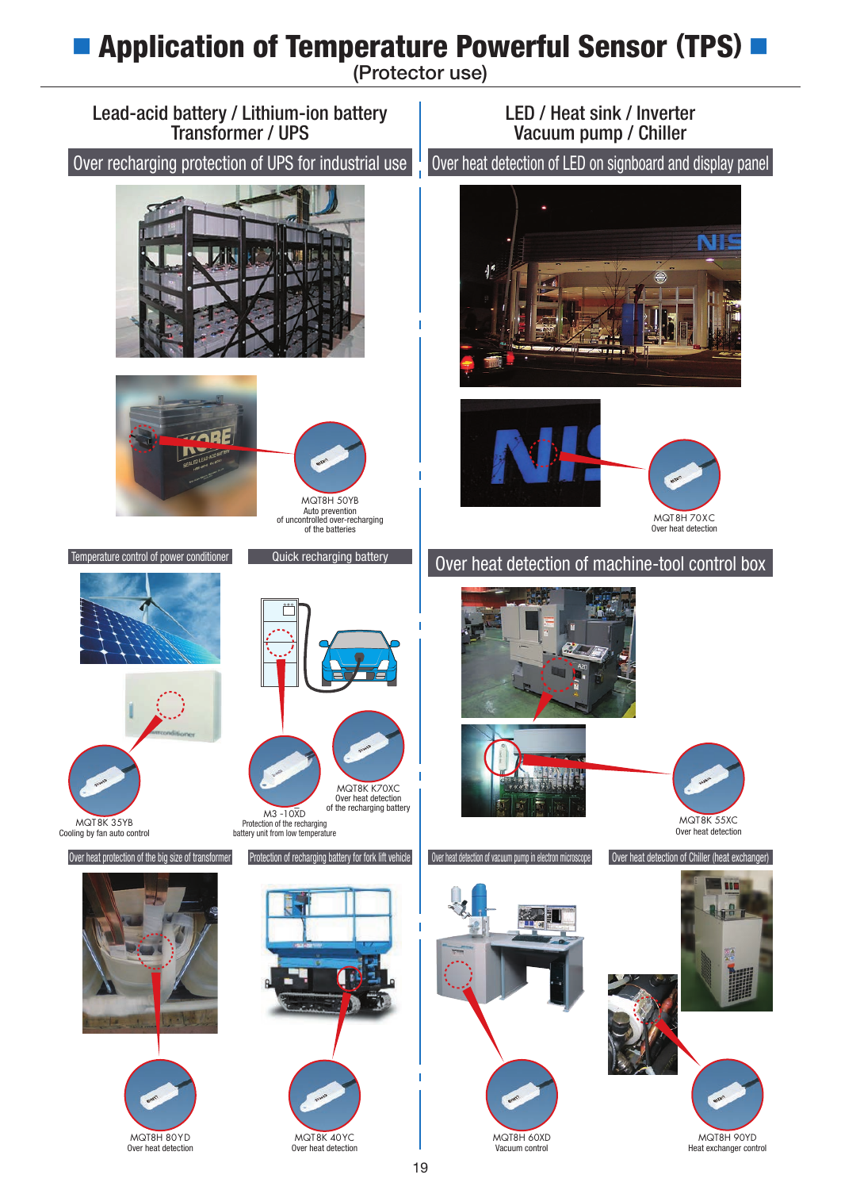# Application of Temperature Powerful Sensor (TPS)

(Protector use)

## Lead-acid battery / Lithium-ion battery Transformer / UPS

### Over recharging protection of UPS for industrial use

MQT8H 50YB
Auto prevention of uncontrolled over-recharging of the batteries

### Temperature control of power conditioner

MQT8K 35YB
Cooling by fan auto control

### Quick recharging battery

M3 -10XD
Protection of the recharging battery unit from low temperature

MQT8K K70XC
Over heat detection of the recharging battery

### Over heat protection of the big size of transformer

MQT8H 80YD
Over heat detection

### Protection of recharging battery for fork lift vehicle

MQT8K 40YC
Over heat detection

## LED / Heat sink / Inverter Vacuum pump / Chiller

### Over heat detection of LED on signboard and display panel

MQT8H 70XC
Over heat detection

### Over heat detection of machine-tool control box

MQT8K 55XC
Over heat detection

### Over heat detection of vacuum pump in electron microscope

MQT8H 60XD
Vacuum control

### Over heat detection of Chiller (heat exchanger)

MQT8H 90YD
Heat exchanger control